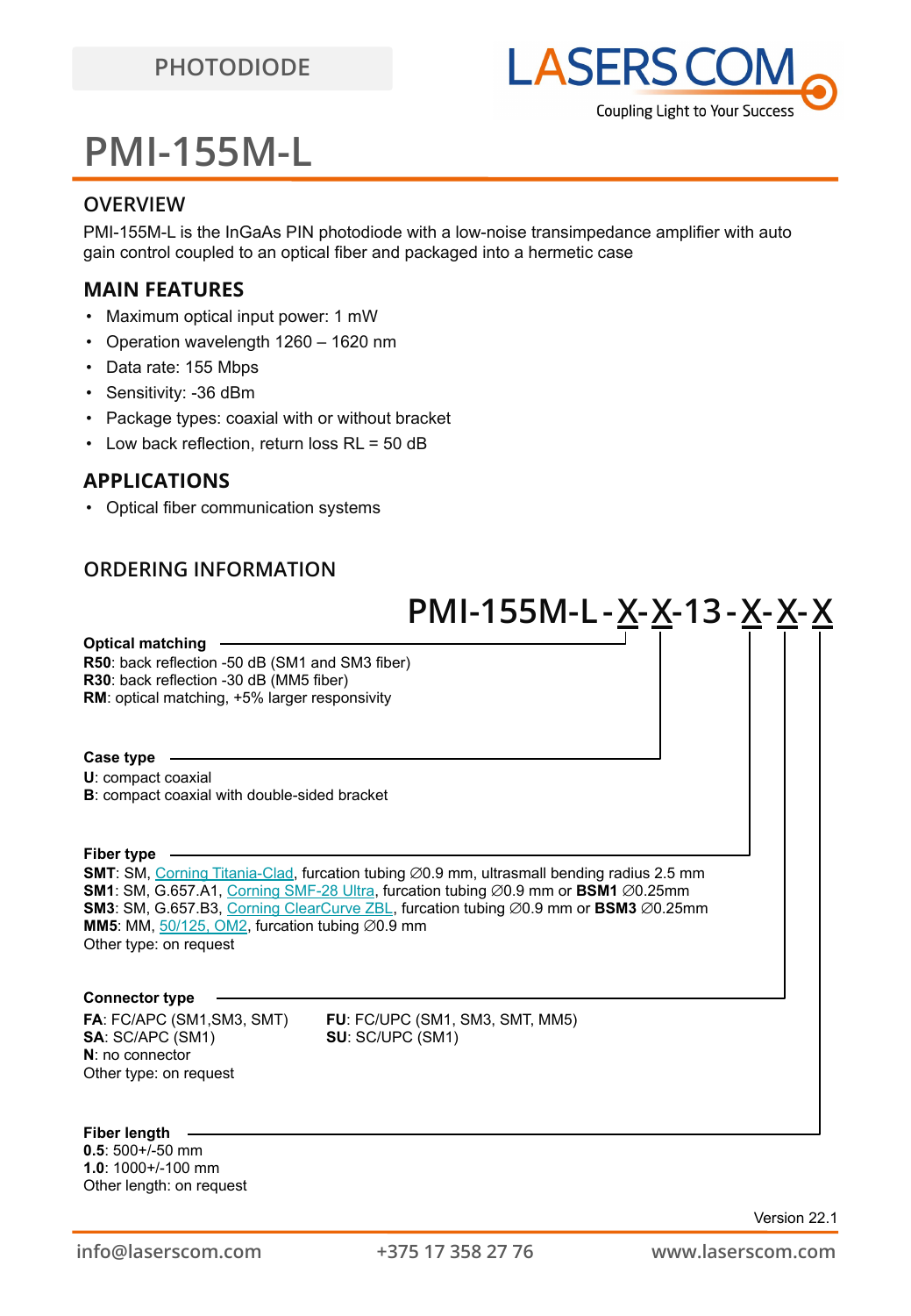PHOTODIODE

# PMI-155M-L

## OVERVIEW

PMI-155M-L is the InGaAs PIN photodiode with a low-noise transimpedance amplifier with auto gain control coupled to an optical fiber and packaged into a hermetic case

## MAIN FEATURES

- Maximum optical input power: 1 mW
- Operation wavelength 1260 – 1620 nm
- Data rate: 155 Mbps
- Sensitivity: -36 dBm
- Package types: coaxial with or without bracket
- Low back reflection, return loss RL = 50 dB

## APPLICATIONS

- Optical fiber communication systems

## ORDERING INFORMATION

**PMI-155M-L-X-X-13-X-X-X**

**Optical matching**

**R50**: back reflection -50 dB (SM1 and SM3 fiber)
**R30**: back reflection -30 dB (MM5 fiber)
**RM**: optical matching, +5% larger responsivity

**Case type**

**U**: compact coaxial
**B**: compact coaxial with double-sided bracket

**Fiber type**

**SMT**: SM, Corning Titania-Clad, furcation tubing ∅0.9 mm, ultrasmall bending radius 2.5 mm
**SM1**: SM, G.657.A1, Corning SMF-28 Ultra, furcation tubing ∅0.9 mm or **BSM1** ∅0.25mm
**SM3**: SM, G.657.B3, Corning ClearCurve ZBL, furcation tubing ∅0.9 mm or **BSM3** ∅0.25mm
**MM5**: MM, 50/125, OM2, furcation tubing ∅0.9 mm
Other type: on request

**Connector type**

**FA**: FC/APC (SM1,SM3, SMT)
**SA**: SC/APC (SM1)
**N**: no connector
Other type: on request
**FU**: FC/UPC (SM1, SM3, SMT, MM5)
**SU**: SC/UPC (SM1)

**Fiber length**

**0.5**: 500+/-50 mm
**1.0**: 1000+/-100 mm
Other length: on request

Version 22.1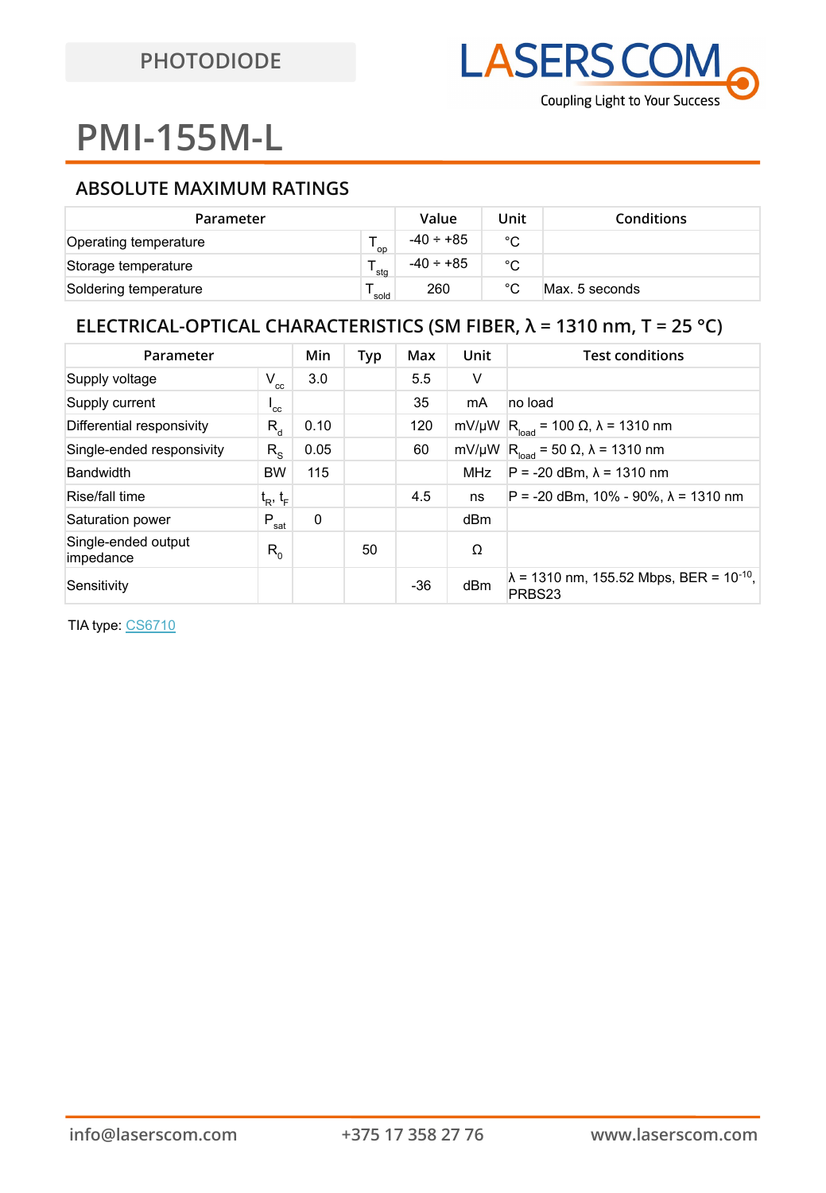PHOTODIODE

# PMI-155M-L

## ABSOLUTE MAXIMUM RATINGS

| Parameter | | Value | Unit | Conditions |
|---|---|---|---|---|
| Operating temperature | $T_{op}$ | -40 ÷ +85 | °C | |
| Storage temperature | $T_{stg}$ | -40 ÷ +85 | °C | |
| Soldering temperature | $T_{sold}$ | 260 | °C | Max. 5 seconds |

## ELECTRICAL-OPTICAL CHARACTERISTICS (SM FIBER, λ = 1310 nm, T = 25 °C)

| Parameter | | Min | Typ | Max | Unit | Test conditions |
|---|---|---|---|---|---|---|
| Supply voltage | $V_{cc}$ | 3.0 | | 5.5 | V | |
| Supply current | $I_{cc}$ | | | 35 | mA | no load |
| Differential responsivity | $R_d$ | 0.10 | | 120 | mV/μW | $R_{load}$ = 100 Ω, λ = 1310 nm |
| Single-ended responsivity | $R_S$ | 0.05 | | 60 | mV/μW | $R_{load}$ = 50 Ω, λ = 1310 nm |
| Bandwidth | BW | 115 | | | MHz | P = -20 dBm, λ = 1310 nm |
| Rise/fall time | $t_R$, $t_F$ | | | 4.5 | ns | P = -20 dBm, 10% - 90%, λ = 1310 nm |
| Saturation power | $P_{sat}$ | 0 | | | dBm | |
| Single-ended output impedance | $R_0$ | | 50 | | Ω | |
| Sensitivity | | | | -36 | dBm | λ = 1310 nm, 155.52 Mbps, BER = $10^{-10}$, PRBS23 |

TIA type: CS6710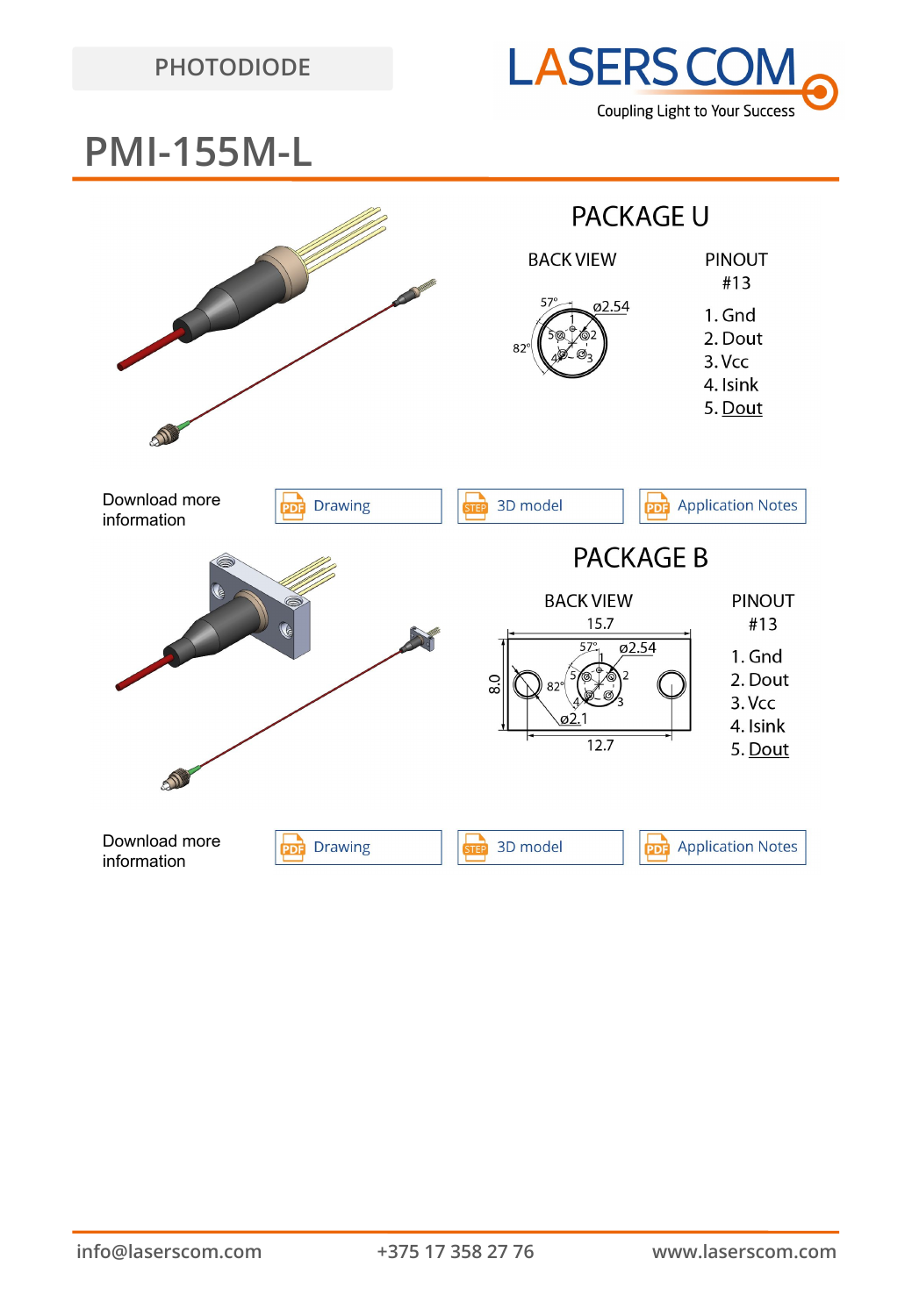PHOTODIODE

# PMI-155M-L

## PACKAGE U

BACK VIEW

PINOUT
#13

1. Gnd
2. Dout
3. Vcc
4. Isink
5. Dout

Download more information

Drawing | 3D model | Application Notes

## PACKAGE B

BACK VIEW

PINOUT
#13

1. Gnd
2. Dout
3. Vcc
4. Isink
5. Dout

Download more information

Drawing | 3D model | Application Notes

info@laserscom.com +375 17 358 27 76 www.laserscom.com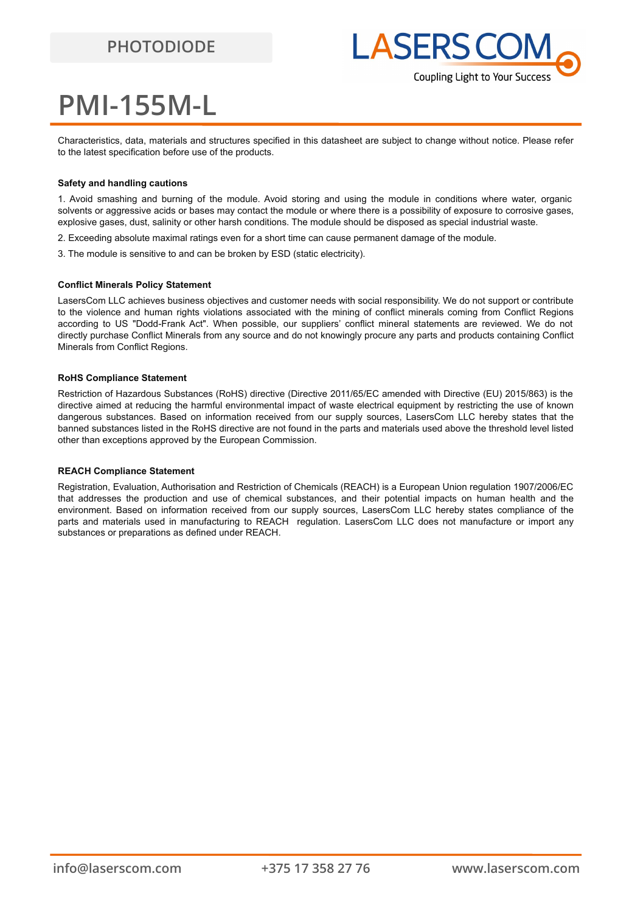# PMI-155M-L

Characteristics, data, materials and structures specified in this datasheet are subject to change without notice. Please refer to the latest specification before use of the products.

**Safety and handling cautions**

1. Avoid smashing and burning of the module. Avoid storing and using the module in conditions where water, organic solvents or aggressive acids or bases may contact the module or where there is a possibility of exposure to corrosive gases, explosive gases, dust, salinity or other harsh conditions. The module should be disposed as special industrial waste.
2. Exceeding absolute maximal ratings even for a short time can cause permanent damage of the module.
3. The module is sensitive to and can be broken by ESD (static electricity).

**Conflict Minerals Policy Statement**

LasersCom LLC achieves business objectives and customer needs with social responsibility. We do not support or contribute to the violence and human rights violations associated with the mining of conflict minerals coming from Conflict Regions according to US "Dodd-Frank Act". When possible, our suppliers' conflict mineral statements are reviewed. We do not directly purchase Conflict Minerals from any source and do not knowingly procure any parts and products containing Conflict Minerals from Conflict Regions.

**RoHS Compliance Statement**

Restriction of Hazardous Substances (RoHS) directive (Directive 2011/65/EC amended with Directive (EU) 2015/863) is the directive aimed at reducing the harmful environmental impact of waste electrical equipment by restricting the use of known dangerous substances. Based on information received from our supply sources, LasersCom LLC hereby states that the banned substances listed in the RoHS directive are not found in the parts and materials used above the threshold level listed other than exceptions approved by the European Commission.

**REACH Compliance Statement**

Registration, Evaluation, Authorisation and Restriction of Chemicals (REACH) is a European Union regulation 1907/2006/EC that addresses the production and use of chemical substances, and their potential impacts on human health and the environment. Based on information received from our supply sources, LasersCom LLC hereby states compliance of the parts and materials used in manufacturing to REACH regulation. LasersCom LLC does not manufacture or import any substances or preparations as defined under REACH.